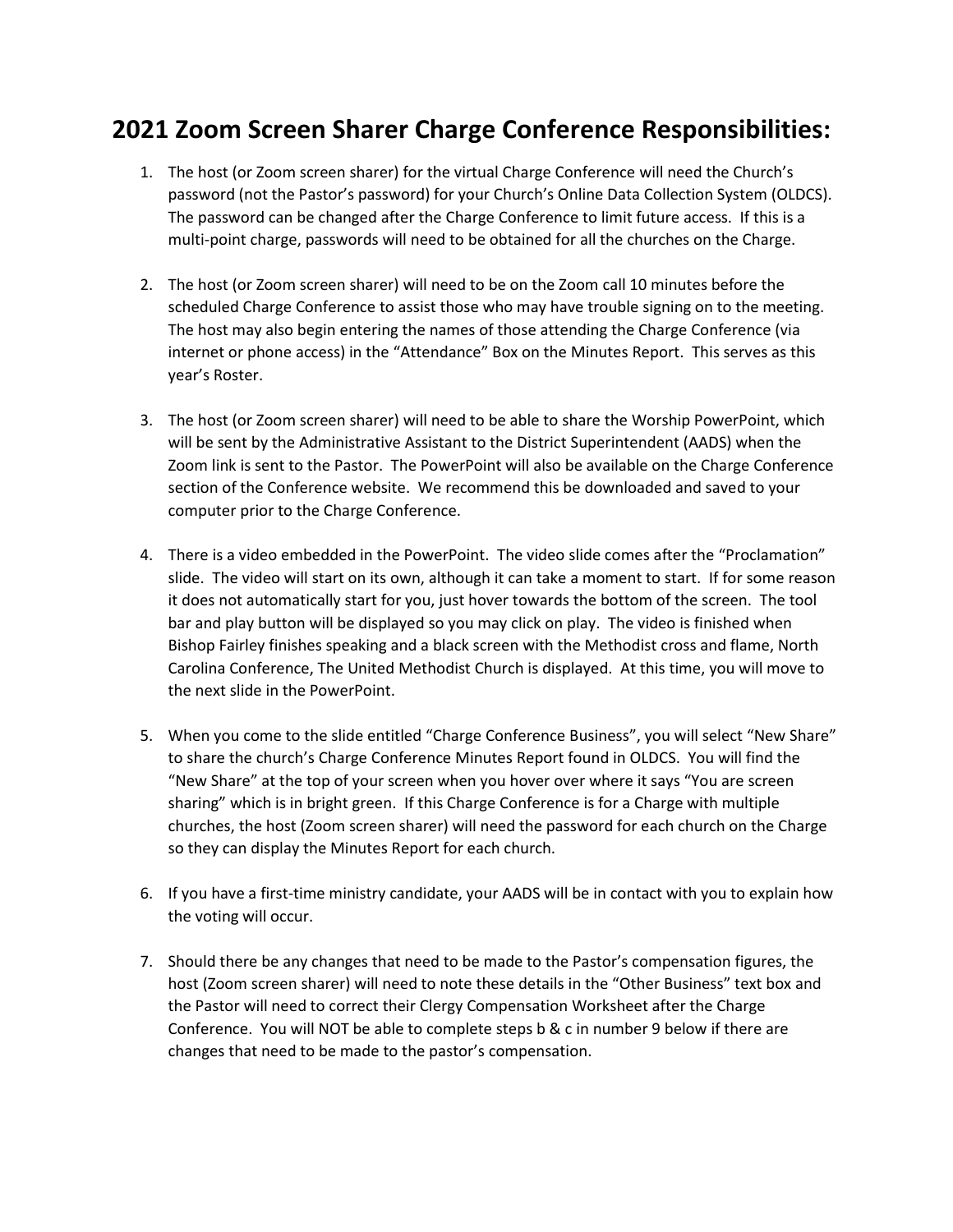# 2021 Zoom Screen Sharer Charge Conference Responsibilities:

1. The host (or Zoom screen sharer) for the virtual Charge Conference will need the Church's password (not the Pastor's password) for your Church's Online Data Collection System (OLDCS). The password can be changed after the Charge Conference to limit future access. If this is a multi-point charge, passwords will need to be obtained for all the churches on the Charge.

2. The host (or Zoom screen sharer) will need to be on the Zoom call 10 minutes before the scheduled Charge Conference to assist those who may have trouble signing on to the meeting. The host may also begin entering the names of those attending the Charge Conference (via internet or phone access) in the "Attendance" Box on the Minutes Report. This serves as this year's Roster.

3. The host (or Zoom screen sharer) will need to be able to share the Worship PowerPoint, which will be sent by the Administrative Assistant to the District Superintendent (AADS) when the Zoom link is sent to the Pastor. The PowerPoint will also be available on the Charge Conference section of the Conference website. We recommend this be downloaded and saved to your computer prior to the Charge Conference.

4. There is a video embedded in the PowerPoint. The video slide comes after the "Proclamation" slide. The video will start on its own, although it can take a moment to start. If for some reason it does not automatically start for you, just hover towards the bottom of the screen. The tool bar and play button will be displayed so you may click on play. The video is finished when Bishop Fairley finishes speaking and a black screen with the Methodist cross and flame, North Carolina Conference, The United Methodist Church is displayed. At this time, you will move to the next slide in the PowerPoint.

5. When you come to the slide entitled "Charge Conference Business", you will select "New Share" to share the church's Charge Conference Minutes Report found in OLDCS. You will find the "New Share" at the top of your screen when you hover over where it says "You are screen sharing" which is in bright green. If this Charge Conference is for a Charge with multiple churches, the host (Zoom screen sharer) will need the password for each church on the Charge so they can display the Minutes Report for each church.

6. If you have a first-time ministry candidate, your AADS will be in contact with you to explain how the voting will occur.

7. Should there be any changes that need to be made to the Pastor's compensation figures, the host (Zoom screen sharer) will need to note these details in the "Other Business" text box and the Pastor will need to correct their Clergy Compensation Worksheet after the Charge Conference. You will NOT be able to complete steps b & c in number 9 below if there are changes that need to be made to the pastor's compensation.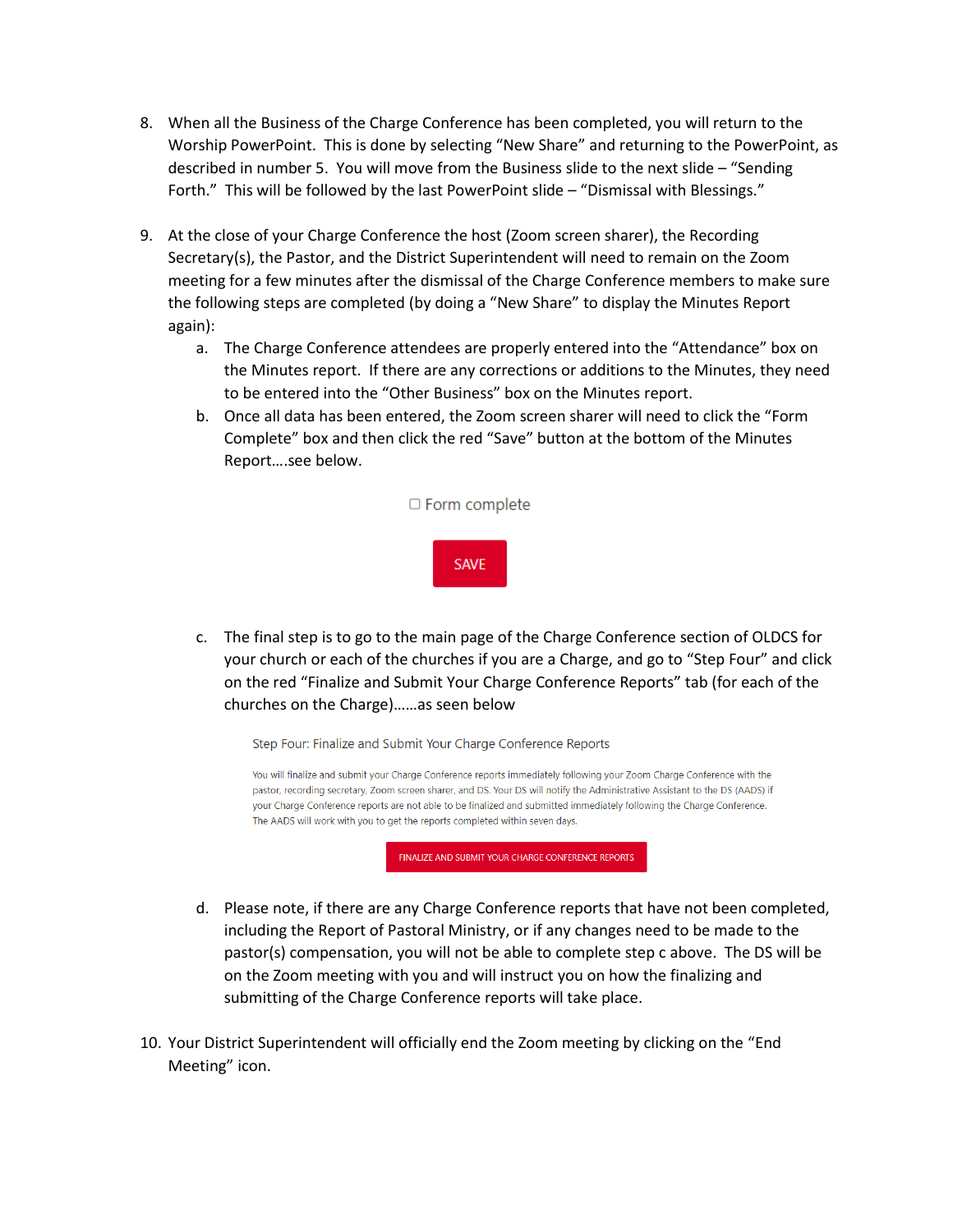8. When all the Business of the Charge Conference has been completed, you will return to the Worship PowerPoint. This is done by selecting "New Share" and returning to the PowerPoint, as described in number 5. You will move from the Business slide to the next slide – "Sending Forth." This will be followed by the last PowerPoint slide – "Dismissal with Blessings."

9. At the close of your Charge Conference the host (Zoom screen sharer), the Recording Secretary(s), the Pastor, and the District Superintendent will need to remain on the Zoom meeting for a few minutes after the dismissal of the Charge Conference members to make sure the following steps are completed (by doing a "New Share" to display the Minutes Report again):
   a. The Charge Conference attendees are properly entered into the "Attendance" box on the Minutes report. If there are any corrections or additions to the Minutes, they need to be entered into the "Other Business" box on the Minutes report.
   b. Once all data has been entered, the Zoom screen sharer will need to click the "Form Complete" box and then click the red "Save" button at the bottom of the Minutes Report….see below.

      ☐ Form complete

      SAVE

   c. The final step is to go to the main page of the Charge Conference section of OLDCS for your church or each of the churches if you are a Charge, and go to "Step Four" and click on the red "Finalize and Submit Your Charge Conference Reports" tab (for each of the churches on the Charge)……as seen below

      Step Four: Finalize and Submit Your Charge Conference Reports

      You will finalize and submit your Charge Conference reports immediately following your Zoom Charge Conference with the pastor, recording secretary, Zoom screen sharer, and DS. Your DS will notify the Administrative Assistant to the DS (AADS) if your Charge Conference reports are not able to be finalized and submitted immediately following the Charge Conference. The AADS will work with you to get the reports completed within seven days.

      FINALIZE AND SUBMIT YOUR CHARGE CONFERENCE REPORTS

   d. Please note, if there are any Charge Conference reports that have not been completed, including the Report of Pastoral Ministry, or if any changes need to be made to the pastor(s) compensation, you will not be able to complete step c above. The DS will be on the Zoom meeting with you and will instruct you on how the finalizing and submitting of the Charge Conference reports will take place.

10. Your District Superintendent will officially end the Zoom meeting by clicking on the "End Meeting" icon.